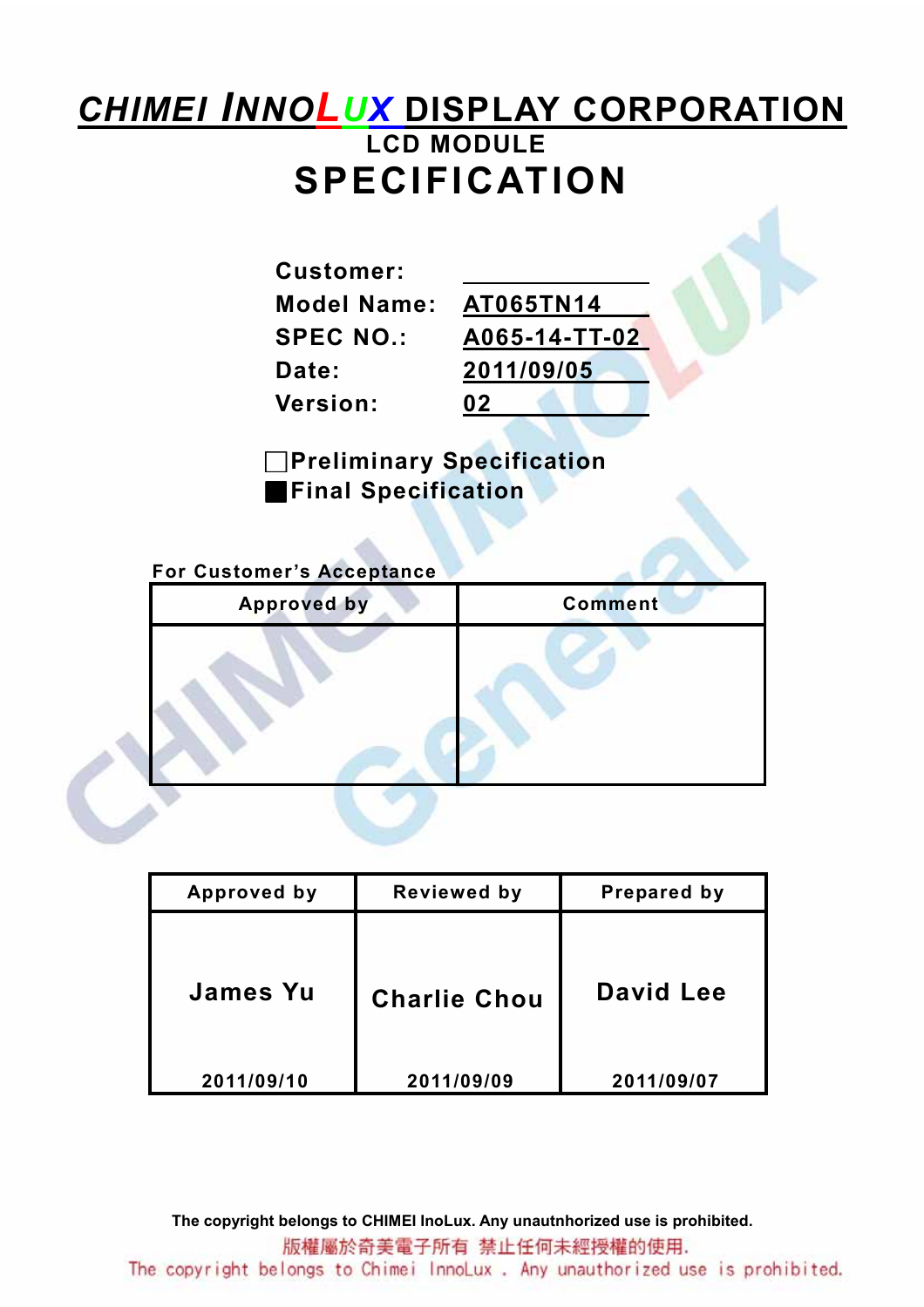# CHIMEI INNOLUX DISPLAY CORPORATION

## LCD MODULE

# SPECIFICATION

**Customer:** 

**Model Name:** AT065TN14

**SPEC NO.:** A065-14-TT-02

**Date:** 2011/09/05

**Version:** 02

☐ Preliminary Specification

■ Final Specification

**For Customer's Acceptance**

| Approved by | Comment |
|---|---|
| | |

| Approved by | Reviewed by | Prepared by |
|---|---|---|
| James Yu<br>2011/09/10 | Charlie Chou<br>2011/09/09 | David Lee<br>2011/09/07 |

**The copyright belongs to CHIMEI InoLux. Any unautnhorized use is prohibited.**

版權屬於奇美電子所有 禁止任何未經授權的使用.

The copyright belongs to Chimei InnoLux . Any unauthorized use is prohibited.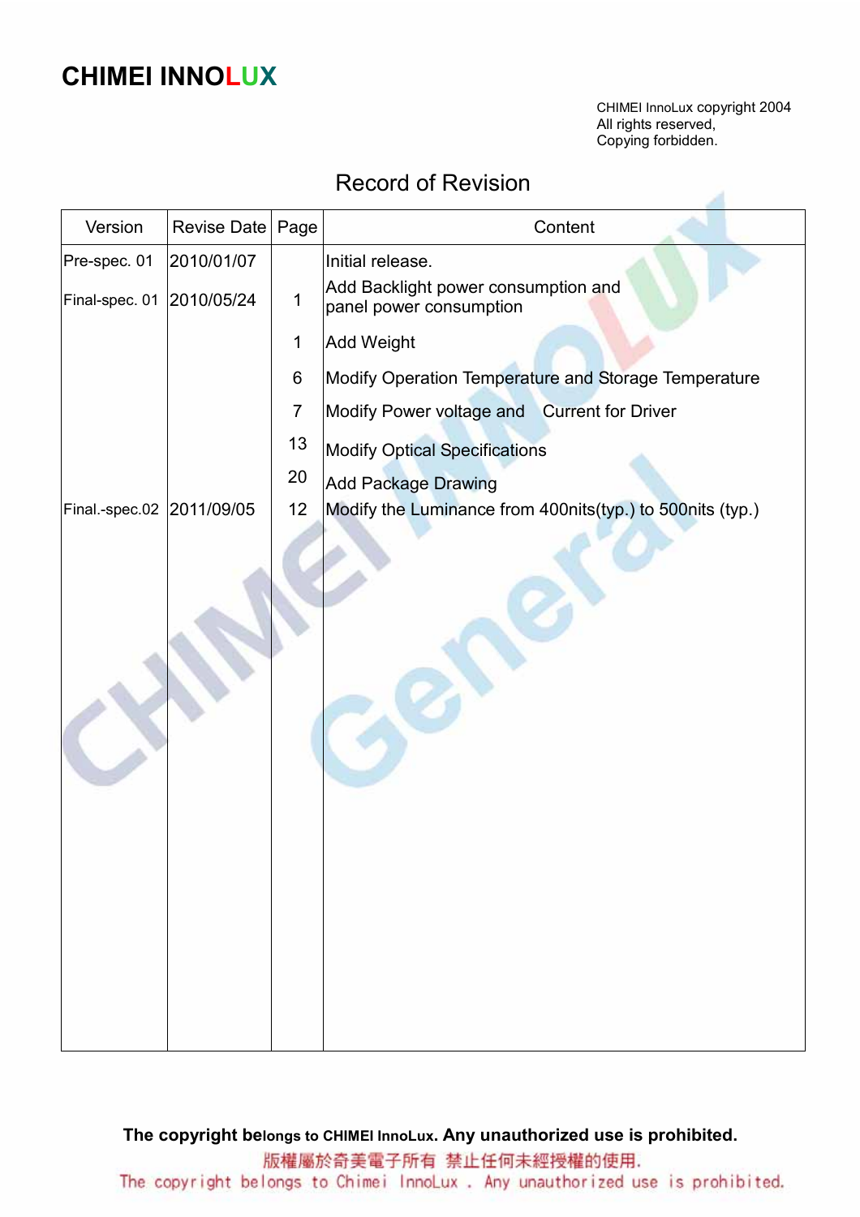# CHIMEI INNOLUX

CHIMEI InnoLux copyright 2004
All rights reserved,
Copying forbidden.

## Record of Revision

| Version | Revise Date | Page | Content |
|---|---|---|---|
| Pre-spec. 01 | 2010/01/07 | | Initial release. |
| Final-spec. 01 | 2010/05/24 | 1 | Add Backlight power consumption and panel power consumption |
| | | 1 | Add Weight |
| | | 6 | Modify Operation Temperature and Storage Temperature |
| | | 7 | Modify Power voltage and Current for Driver |
| | | 13 | Modify Optical Specifications |
| | | 20 | Add Package Drawing |
| Final.-spec.02 | 2011/09/05 | 12 | Modify the Luminance from 400nits(typ.) to 500nits (typ.) |

**The copyright belongs to CHIMEI InnoLux. Any unauthorized use is prohibited.**

版權屬於奇美電子所有 禁止任何未經授權的使用.

The copyright belongs to Chimei InnoLux . Any unauthorized use is prohibited.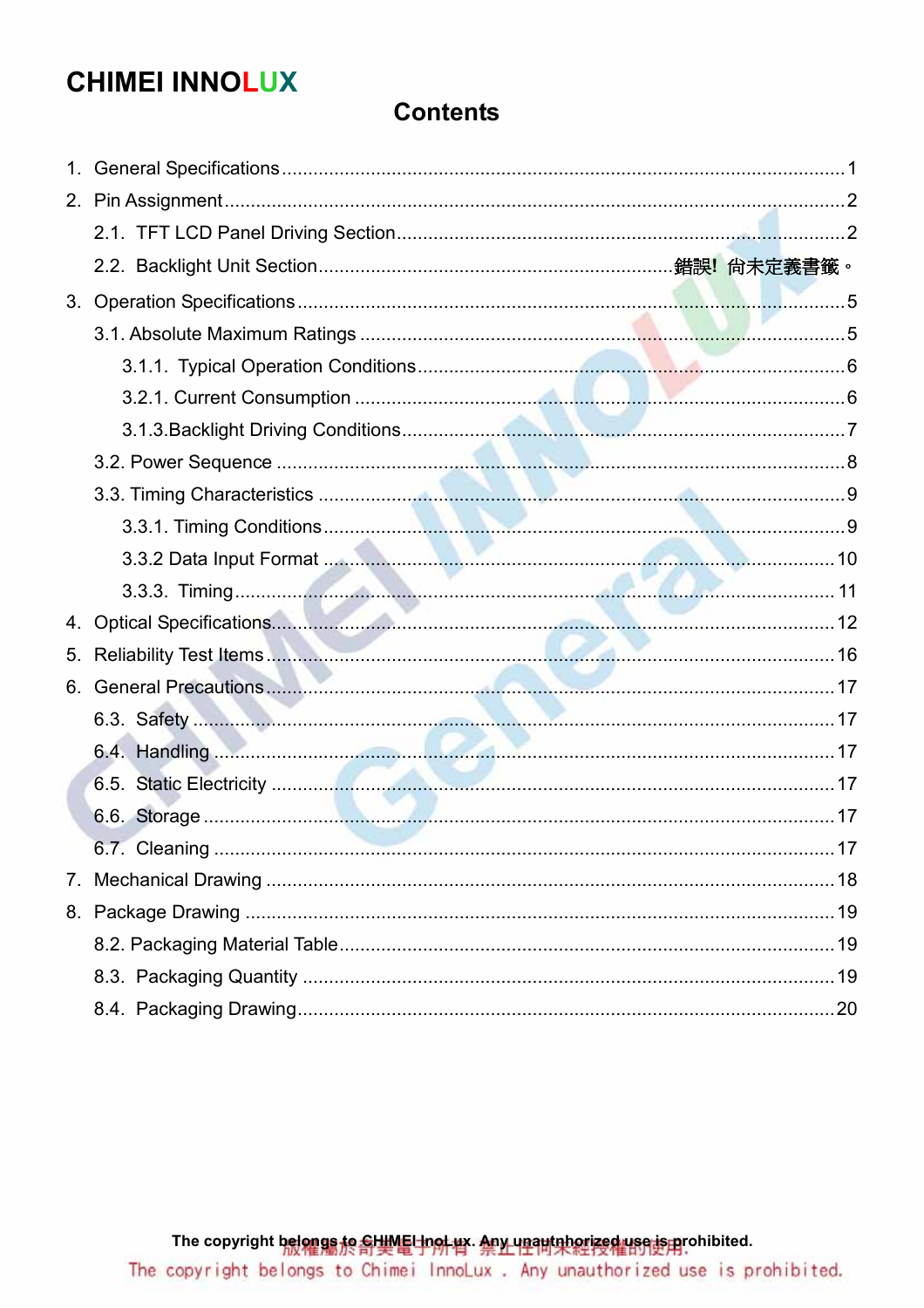# CHIMEI INNOLUX

## Contents

1. General Specifications ........................................................................................................ 1
2. Pin Assignment ..................................................................................................................... 2
   2.1. TFT LCD Panel Driving Section ................................................................................... 2
   2.2. Backlight Unit Section ................................................................. 錯誤! 尚未定義書籤。
3. Operation Specifications ...................................................................................................... 5
   3.1. Absolute Maximum Ratings ........................................................................................... 5
      3.1.1. Typical Operation Conditions ................................................................................ 6
      3.2.1. Current Consumption ............................................................................................ 6
      3.1.3.Backlight Driving Conditions .................................................................................. 7
   3.2. Power Sequence ........................................................................................................... 8
   3.3. Timing Characteristics .................................................................................................. 9
      3.3.1. Timing Conditions ................................................................................................. 9
      3.3.2 Data Input Format ................................................................................................ 10
      3.3.3. Timing .................................................................................................................. 11
4. Optical Specifications ......................................................................................................... 12
5. Reliability Test Items .......................................................................................................... 16
6. General Precautions ........................................................................................................... 17
   6.3. Safety .......................................................................................................................... 17
   6.4. Handling ...................................................................................................................... 17
   6.5. Static Electricity ........................................................................................................... 17
   6.6. Storage ........................................................................................................................ 17
   6.7. Cleaning ...................................................................................................................... 17
7. Mechanical Drawing ........................................................................................................... 18
8. Package Drawing ................................................................................................................ 19
   8.2. Packaging Material Table ............................................................................................ 19
   8.3. Packaging Quantity ..................................................................................................... 19
   8.4. Packaging Drawing ...................................................................................................... 20

The copyright belongs to CHIMEI InnoLux. Any unauthorized use is prohibited.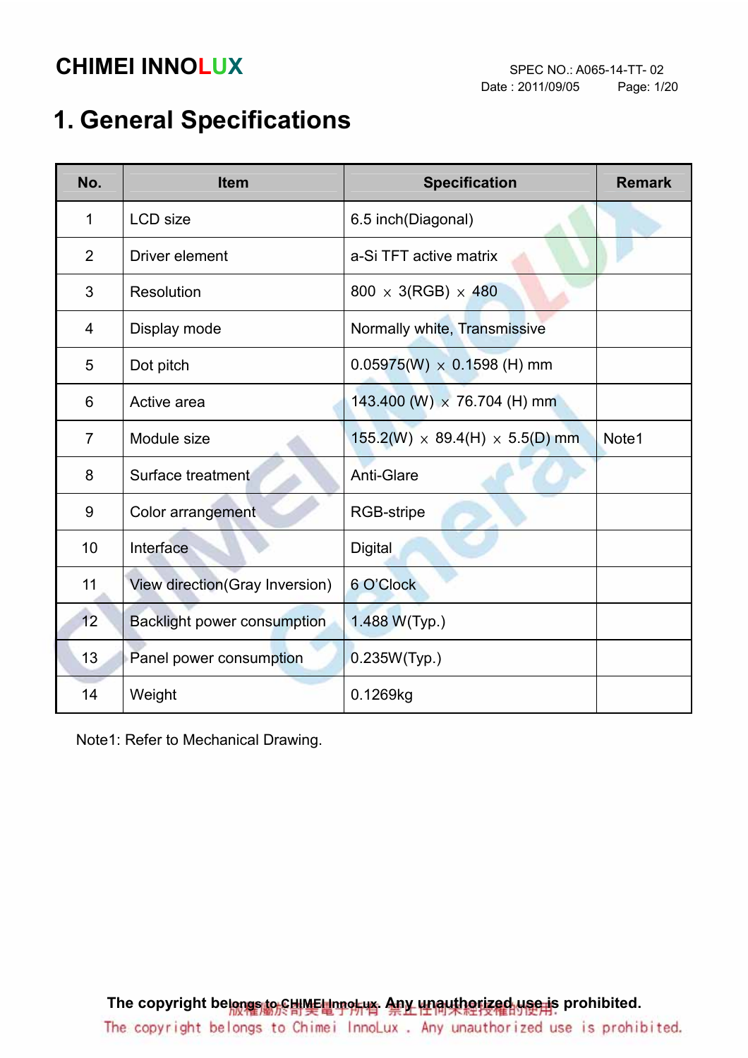# 1. General Specifications

| No. | Item | Specification | Remark |
|---|---|---|---|
| 1 | LCD size | 6.5 inch(Diagonal) | |
| 2 | Driver element | a-Si TFT active matrix | |
| 3 | Resolution | 800 × 3(RGB) × 480 | |
| 4 | Display mode | Normally white, Transmissive | |
| 5 | Dot pitch | 0.05975(W) × 0.1598 (H) mm | |
| 6 | Active area | 143.400 (W) × 76.704 (H) mm | |
| 7 | Module size | 155.2(W) × 89.4(H) × 5.5(D) mm | Note1 |
| 8 | Surface treatment | Anti-Glare | |
| 9 | Color arrangement | RGB-stripe | |
| 10 | Interface | Digital | |
| 11 | View direction(Gray Inversion) | 6 O'Clock | |
| 12 | Backlight power consumption | 1.488 W(Typ.) | |
| 13 | Panel power consumption | 0.235W(Typ.) | |
| 14 | Weight | 0.1269kg | |

Note1: Refer to Mechanical Drawing.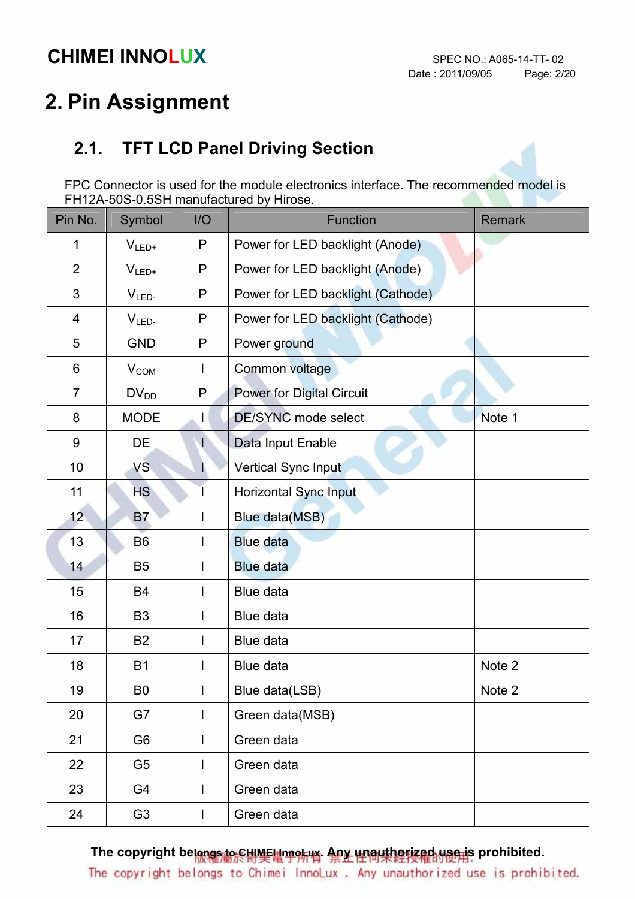## 2. Pin Assignment

### 2.1. TFT LCD Panel Driving Section

FPC Connector is used for the module electronics interface. The recommended model is FH12A-50S-0.5SH manufactured by Hirose.

| Pin No. | Symbol | I/O | Function | Remark |
|---|---|---|---|---|
| 1 | $V_{LED+}$ | P | Power for LED backlight (Anode) | |
| 2 | $V_{LED+}$ | P | Power for LED backlight (Anode) | |
| 3 | $V_{LED-}$ | P | Power for LED backlight (Cathode) | |
| 4 | $V_{LED-}$ | P | Power for LED backlight (Cathode) | |
| 5 | GND | P | Power ground | |
| 6 | $V_{COM}$ | I | Common voltage | |
| 7 | $DV_{DD}$ | P | Power for Digital Circuit | |
| 8 | MODE | I | DE/SYNC mode select | Note 1 |
| 9 | DE | I | Data Input Enable | |
| 10 | VS | I | Vertical Sync Input | |
| 11 | HS | I | Horizontal Sync Input | |
| 12 | B7 | I | Blue data(MSB) | |
| 13 | B6 | I | Blue data | |
| 14 | B5 | I | Blue data | |
| 15 | B4 | I | Blue data | |
| 16 | B3 | I | Blue data | |
| 17 | B2 | I | Blue data | |
| 18 | B1 | I | Blue data | Note 2 |
| 19 | B0 | I | Blue data(LSB) | Note 2 |
| 20 | G7 | I | Green data(MSB) | |
| 21 | G6 | I | Green data | |
| 22 | G5 | I | Green data | |
| 23 | G4 | I | Green data | |
| 24 | G3 | I | Green data | |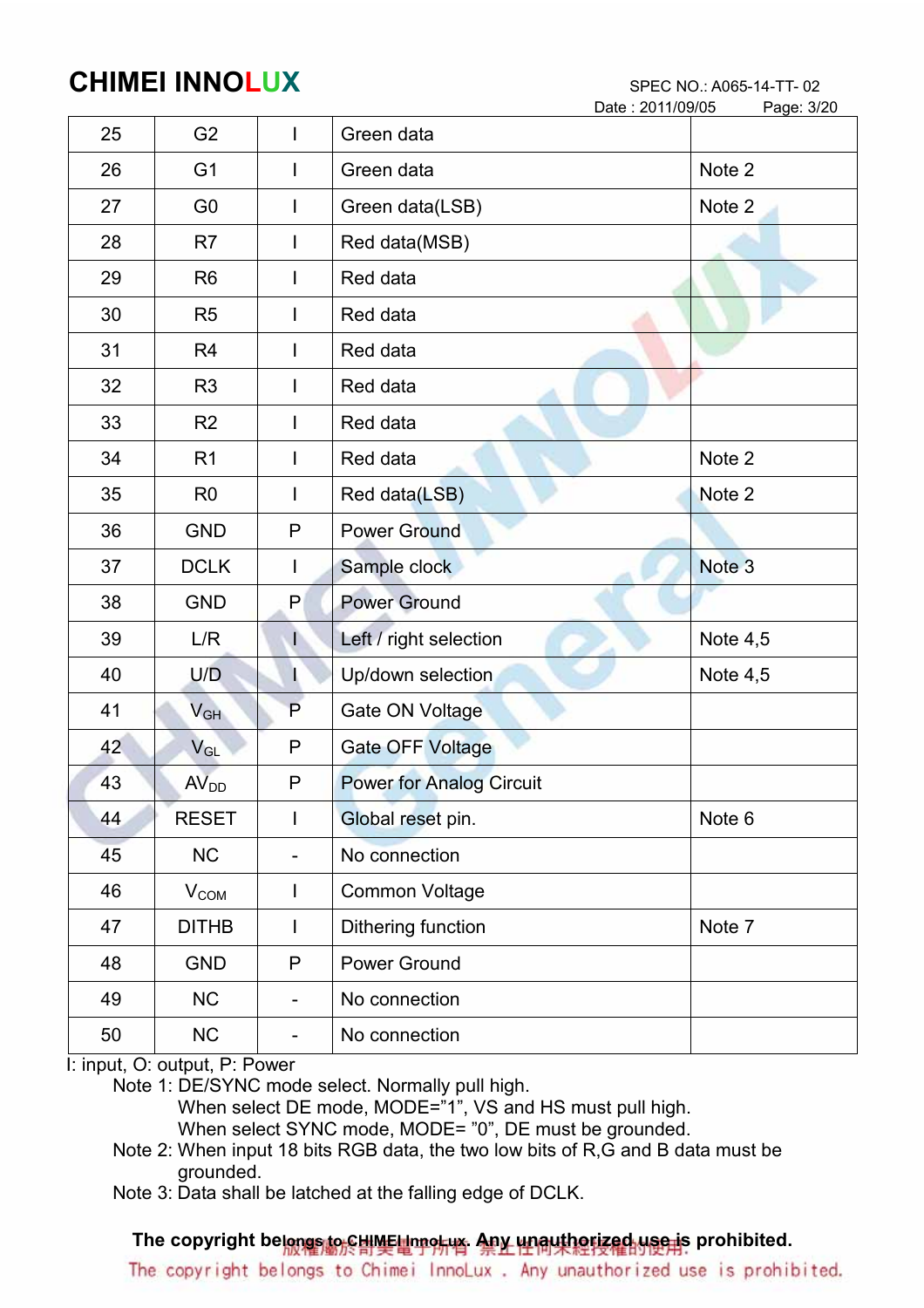| 25 | G2 | I | Green data | |
|---|---|---|---|---|
| 26 | G1 | I | Green data | Note 2 |
| 27 | G0 | I | Green data(LSB) | Note 2 |
| 28 | R7 | I | Red data(MSB) | |
| 29 | R6 | I | Red data | |
| 30 | R5 | I | Red data | |
| 31 | R4 | I | Red data | |
| 32 | R3 | I | Red data | |
| 33 | R2 | I | Red data | |
| 34 | R1 | I | Red data | Note 2 |
| 35 | R0 | I | Red data(LSB) | Note 2 |
| 36 | GND | P | Power Ground | |
| 37 | DCLK | I | Sample clock | Note 3 |
| 38 | GND | P | Power Ground | |
| 39 | L/R | I | Left / right selection | Note 4,5 |
| 40 | U/D | I | Up/down selection | Note 4,5 |
| 41 | $V_{GH}$ | P | Gate ON Voltage | |
| 42 | $V_{GL}$ | P | Gate OFF Voltage | |
| 43 | $AV_{DD}$ | P | Power for Analog Circuit | |
| 44 | RESET | I | Global reset pin. | Note 6 |
| 45 | NC | - | No connection | |
| 46 | $V_{COM}$ | I | Common Voltage | |
| 47 | DITHB | I | Dithering function | Note 7 |
| 48 | GND | P | Power Ground | |
| 49 | NC | - | No connection | |
| 50 | NC | - | No connection | |

I: input, O: output, P: Power

Note 1: DE/SYNC mode select. Normally pull high.
When select DE mode, MODE="1", VS and HS must pull high.
When select SYNC mode, MODE= "0", DE must be grounded.

Note 2: When input 18 bits RGB data, the two low bits of R,G and B data must be grounded.

Note 3: Data shall be latched at the falling edge of DCLK.

**The copyright belongs to CHIMEI InnoLux. Any unauthorized use is prohibited.**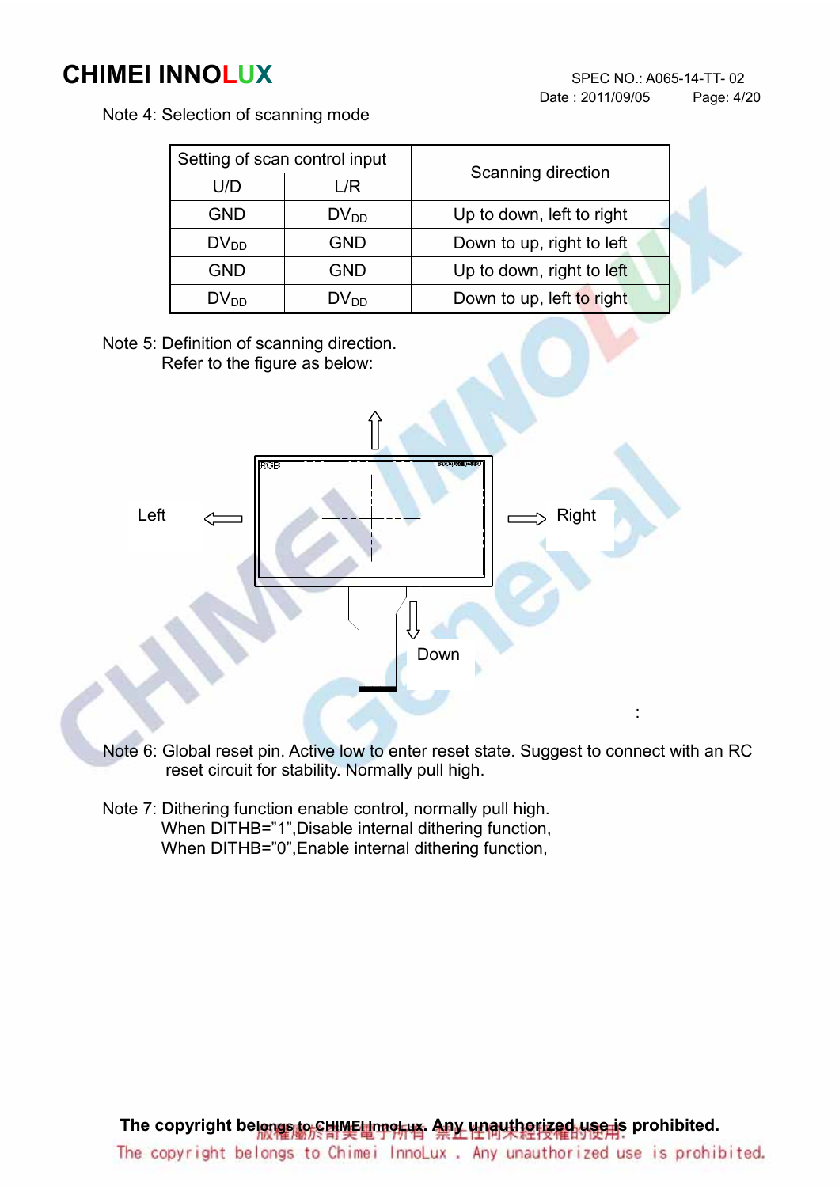Note 4: Selection of scanning mode

| Setting of scan control input | | Scanning direction |
|---|---|---|
| U/D | L/R | |
| GND | $DV_{DD}$ | Up to down, left to right |
| $DV_{DD}$ | GND | Down to up, right to left |
| GND | GND | Up to down, right to left |
| $DV_{DD}$ | $DV_{DD}$ | Down to up, left to right |

Note 5: Definition of scanning direction.
Refer to the figure as below:

Left

Right

Down

Note 6: Global reset pin. Active low to enter reset state. Suggest to connect with an RC reset circuit for stability. Normally pull high.

Note 7: Dithering function enable control, normally pull high.
When DITHB="1",Disable internal dithering function,
When DITHB="0",Enable internal dithering function,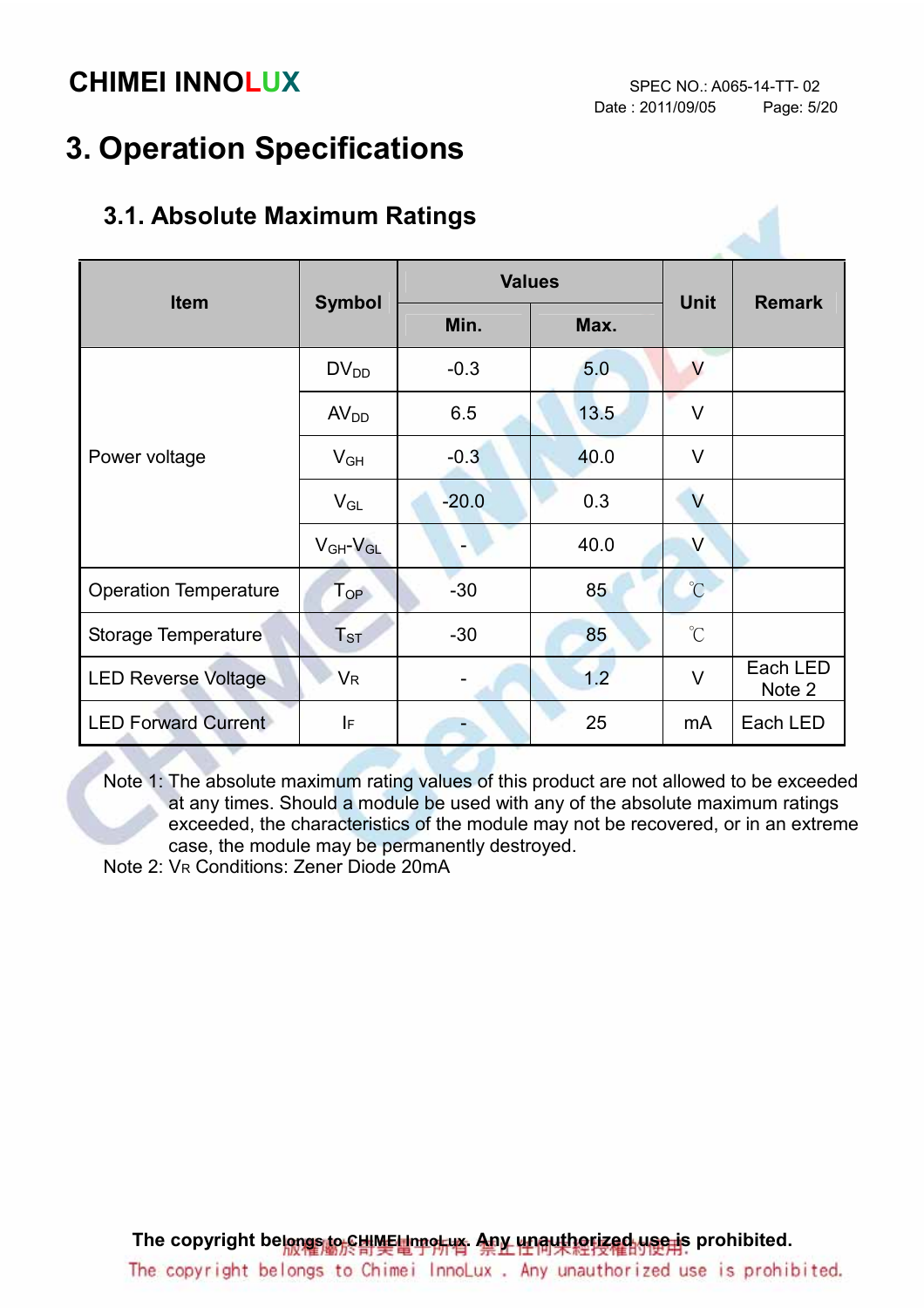# 3. Operation Specifications

## 3.1. Absolute Maximum Ratings

| Item | Symbol | Values | | Unit | Remark |
|---|---|---|---|---|---|
| | | Min. | Max. | | |
| Power voltage | $DV_{DD}$ | -0.3 | 5.0 | V | |
| | $AV_{DD}$ | 6.5 | 13.5 | V | |
| | $V_{GH}$ | -0.3 | 40.0 | V | |
| | $V_{GL}$ | -20.0 | 0.3 | V | |
| | $V_{GH}$-$V_{GL}$ | - | 40.0 | V | |
| Operation Temperature | $T_{OP}$ | -30 | 85 | ℃ | |
| Storage Temperature | $T_{ST}$ | -30 | 85 | ℃ | |
| LED Reverse Voltage | $V_R$ | - | 1.2 | V | Each LED Note 2 |
| LED Forward Current | $I_F$ | - | 25 | mA | Each LED |

Note 1: The absolute maximum rating values of this product are not allowed to be exceeded at any times. Should a module be used with any of the absolute maximum ratings exceeded, the characteristics of the module may not be recovered, or in an extreme case, the module may be permanently destroyed.

Note 2: $V_R$ Conditions: Zener Diode 20mA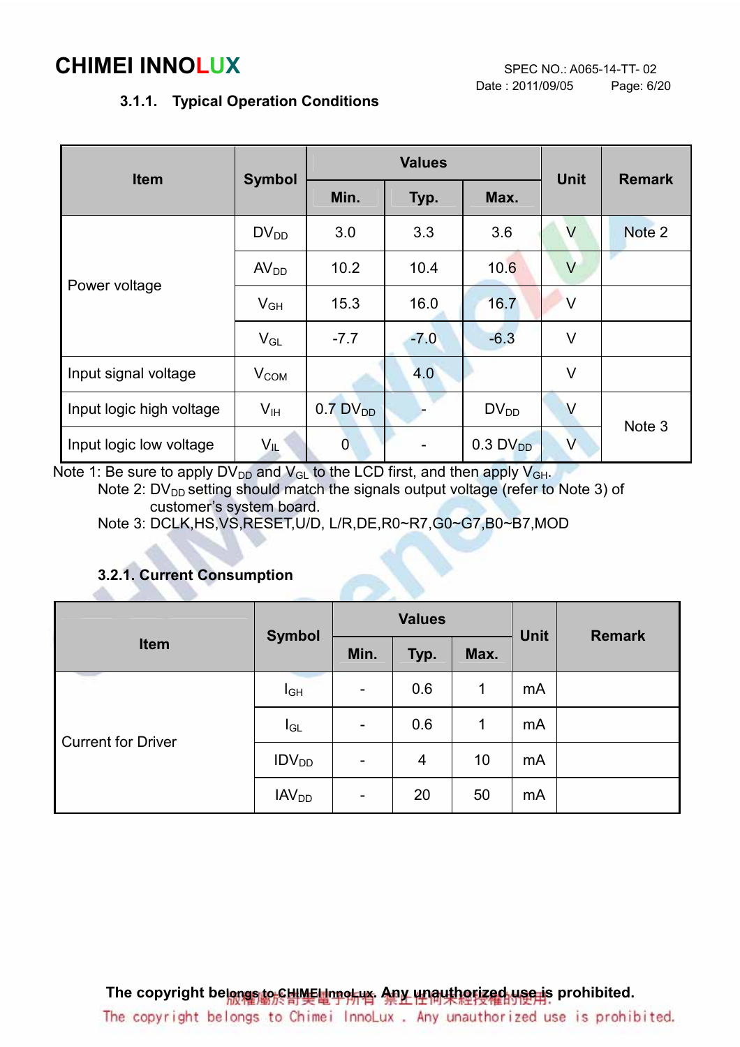### 3.1.1. Typical Operation Conditions

| Item | Symbol | Values | | | Unit | Remark |
|---|---|---|---|---|---|---|
| | | Min. | Typ. | Max. | | |
| Power voltage | $DV_{DD}$ | 3.0 | 3.3 | 3.6 | V | Note 2 |
| | $AV_{DD}$ | 10.2 | 10.4 | 10.6 | V | |
| | $V_{GH}$ | 15.3 | 16.0 | 16.7 | V | |
| | $V_{GL}$ | -7.7 | -7.0 | -6.3 | V | |
| Input signal voltage | $V_{COM}$ | | 4.0 | | V | |
| Input logic high voltage | $V_{IH}$ | 0.7 $DV_{DD}$ | - | $DV_{DD}$ | V | Note 3 |
| Input logic low voltage | $V_{IL}$ | 0 | - | 0.3 $DV_{DD}$ | V | |

Note 1: Be sure to apply $DV_{DD}$ and $V_{GL}$ to the LCD first, and then apply $V_{GH}$.

Note 2: $DV_{DD}$ setting should match the signals output voltage (refer to Note 3) of customer's system board.

Note 3: DCLK,HS,VS,RESET,U/D, L/R,DE,R0~R7,G0~G7,B0~B7,MOD

### 3.2.1. Current Consumption

| Item | Symbol | Values | | | Unit | Remark |
|---|---|---|---|---|---|---|
| | | Min. | Typ. | Max. | | |
| Current for Driver | $I_{GH}$ | - | 0.6 | 1 | mA | |
| | $I_{GL}$ | - | 0.6 | 1 | mA | |
| | $IDV_{DD}$ | - | 4 | 10 | mA | |
| | $IAV_{DD}$ | - | 20 | 50 | mA | |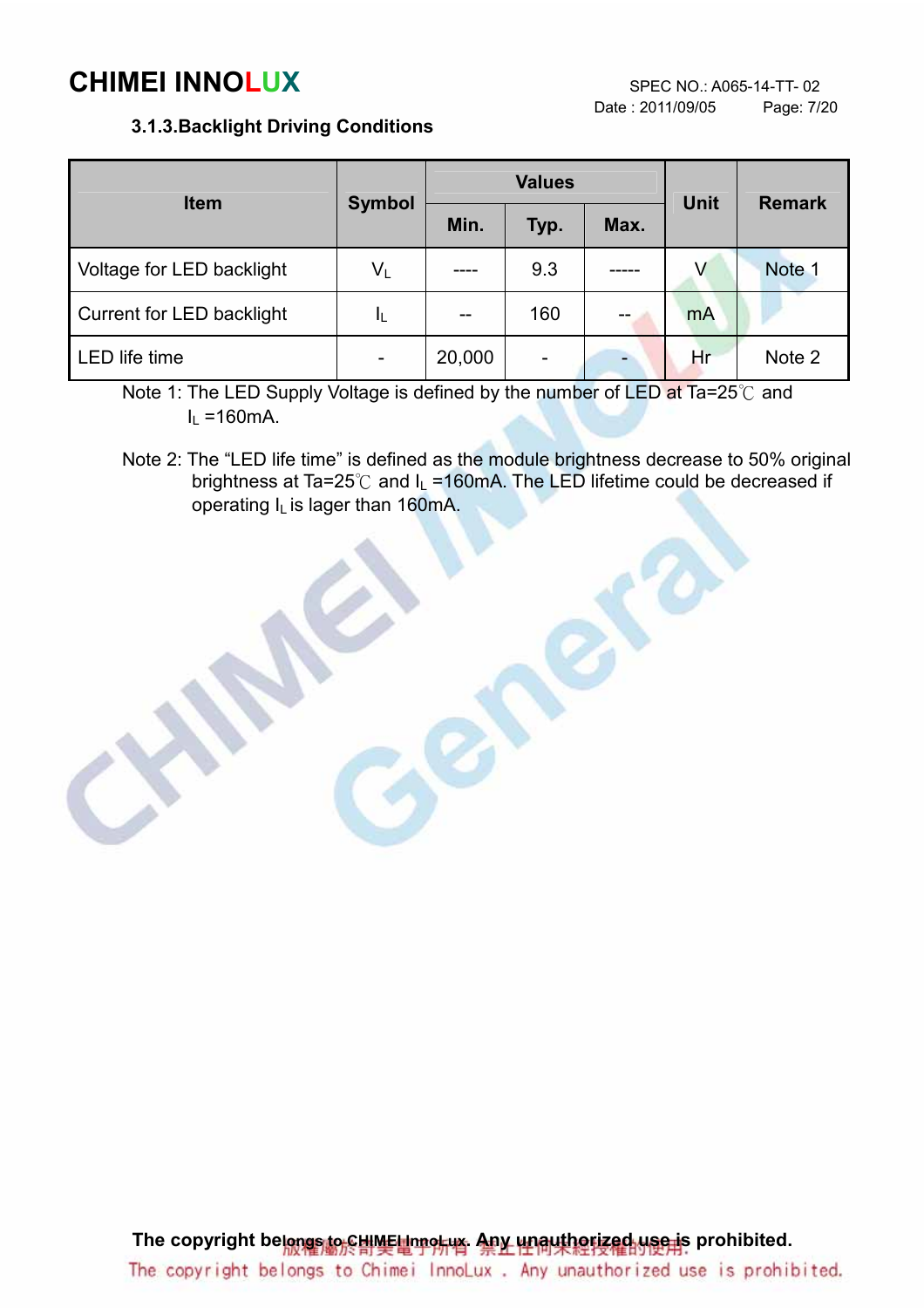### 3.1.3.Backlight Driving Conditions

| Item | Symbol | Values | | | Unit | Remark |
|---|---|---|---|---|---|---|
| | | Min. | Typ. | Max. | | |
| Voltage for LED backlight | $V_L$ | ---- | 9.3 | ----- | V | Note 1 |
| Current for LED backlight | $I_L$ | -- | 160 | -- | mA | |
| LED life time | - | 20,000 | - | - | Hr | Note 2 |

Note 1: The LED Supply Voltage is defined by the number of LED at Ta=25℃ and $I_L$ =160mA.

Note 2: The “LED life time” is defined as the module brightness decrease to 50% original brightness at Ta=25℃ and $I_L$ =160mA. The LED lifetime could be decreased if operating $I_L$ is lager than 160mA.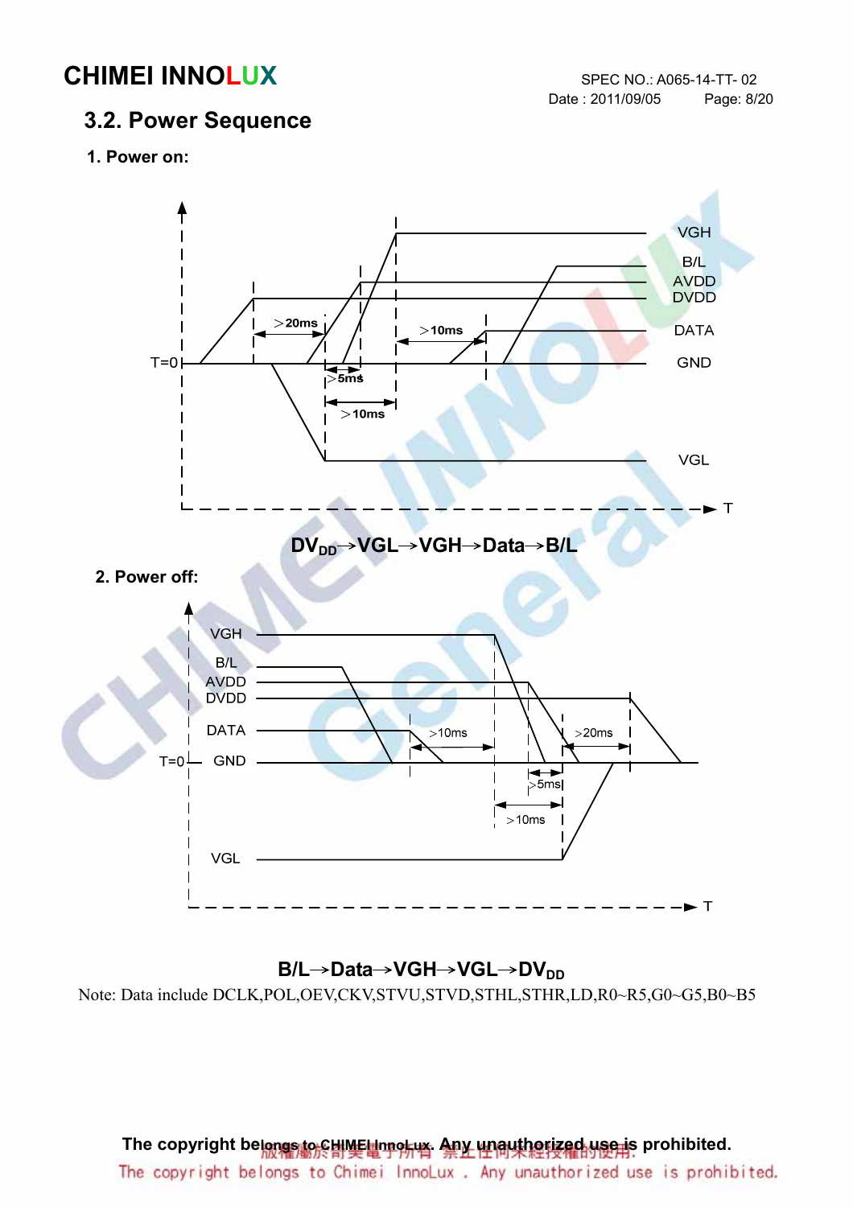## 3.2. Power Sequence

**1. Power on:**

**$DV_{DD}$→VGL→VGH→Data→B/L**

**2. Power off:**

**B/L→Data→VGH→VGL→$DV_{DD}$**

Note: Data include DCLK,POL,OEV,CKV,STVU,STVD,STHL,STHR,LD,R0~R5,G0~G5,B0~B5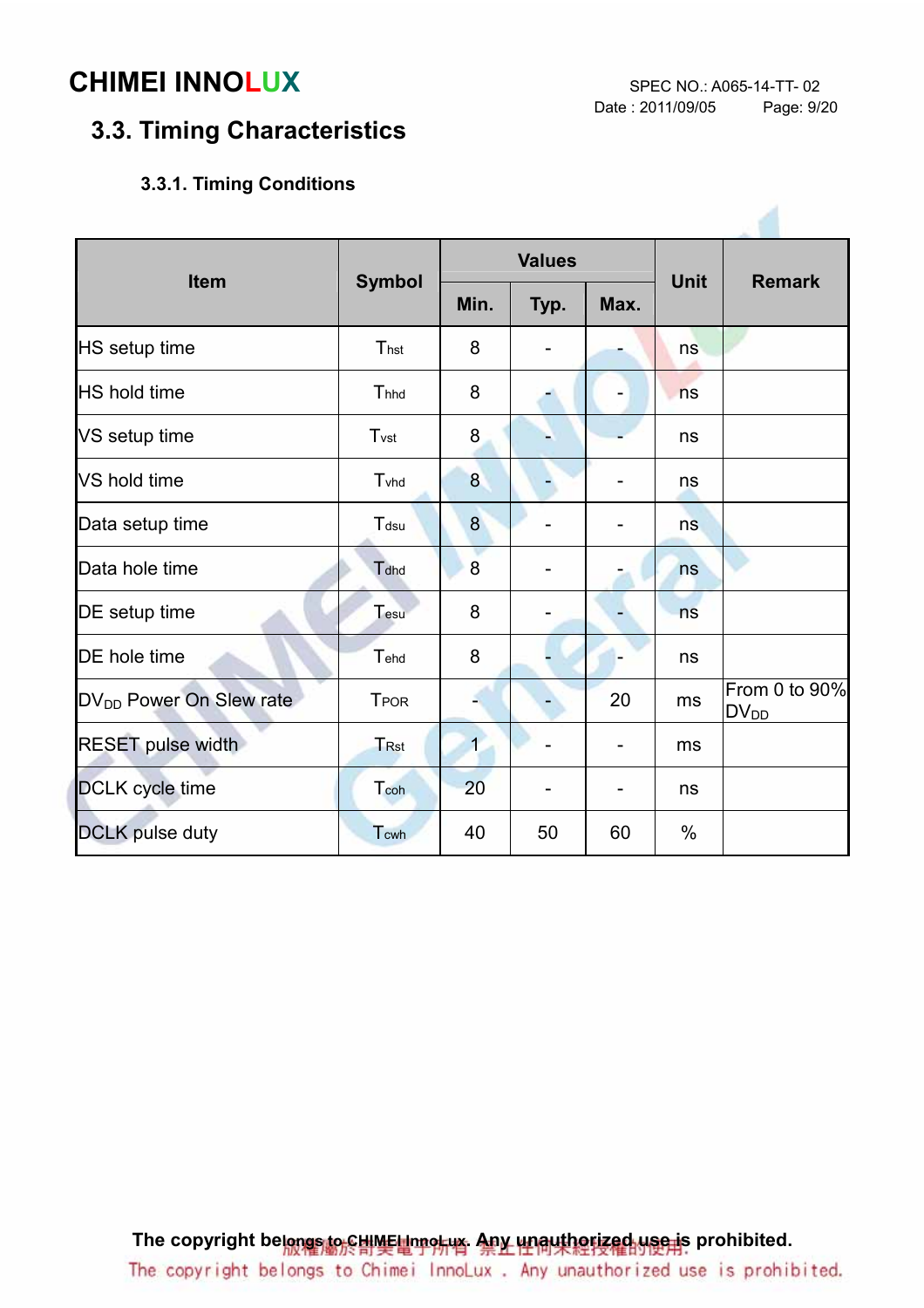## 3.3. Timing Characteristics

### 3.3.1. Timing Conditions

| Item | Symbol | Values | | | Unit | Remark |
|---|---|---|---|---|---|---|
| | | Min. | Typ. | Max. | | |
| HS setup time | $T_{hst}$ | 8 | - | - | ns | |
| HS hold time | $T_{hhd}$ | 8 | - | - | ns | |
| VS setup time | $T_{vst}$ | 8 | - | - | ns | |
| VS hold time | $T_{vhd}$ | 8 | - | - | ns | |
| Data setup time | $T_{dsu}$ | 8 | - | - | ns | |
| Data hole time | $T_{dhd}$ | 8 | - | - | ns | |
| DE setup time | $T_{esu}$ | 8 | - | - | ns | |
| DE hole time | $T_{ehd}$ | 8 | - | - | ns | |
| $DV_{DD}$ Power On Slew rate | $T_{POR}$ | - | - | 20 | ms | From 0 to 90% $DV_{DD}$ |
| RESET pulse width | $T_{Rst}$ | 1 | - | - | ms | |
| DCLK cycle time | $T_{coh}$ | 20 | - | - | ns | |
| DCLK pulse duty | $T_{cwh}$ | 40 | 50 | 60 | % | |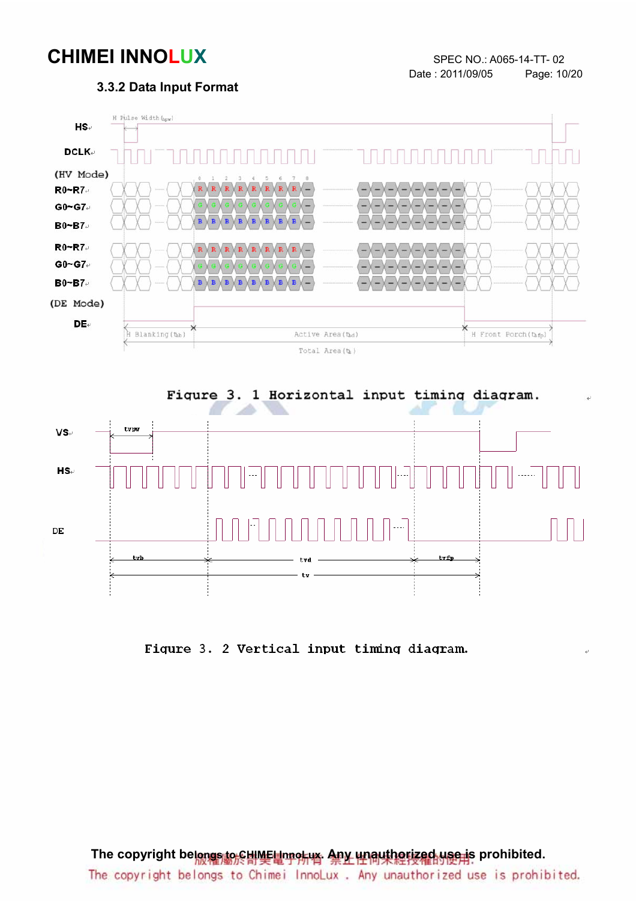### 3.3.2 Data Input Format

Figure 3. 1 Horizontal input timing diagram.

Figure 3. 2 Vertical input timing diagram.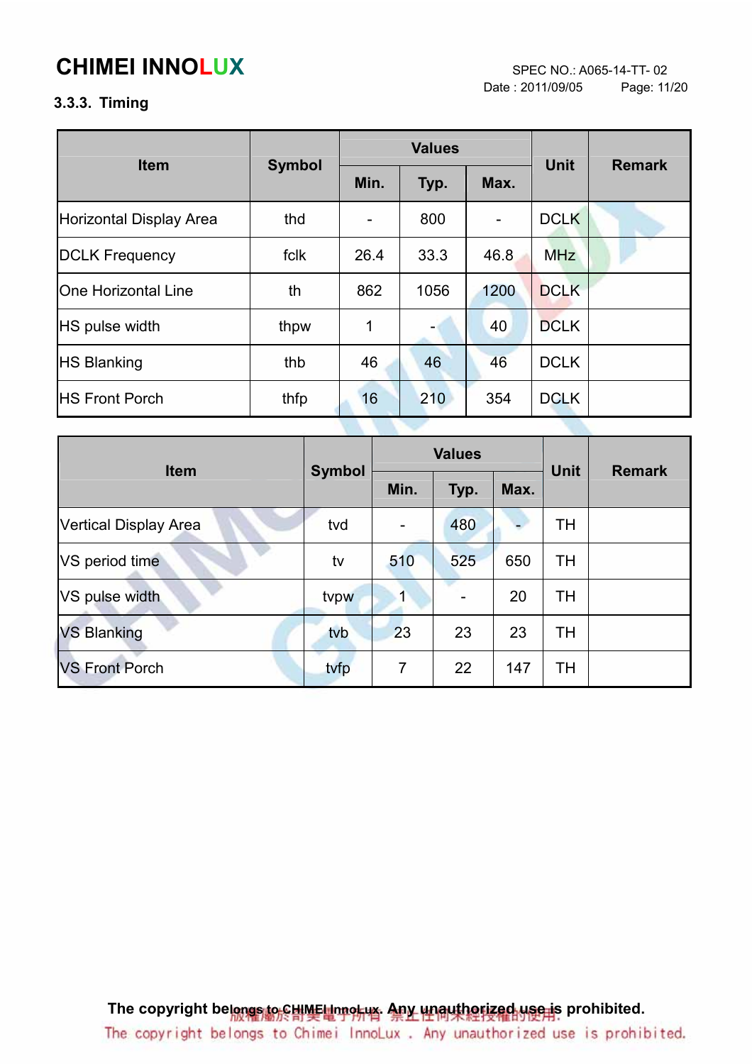### 3.3.3. Timing

| Item | Symbol | Values | | | Unit | Remark |
|---|---|---|---|---|---|---|
| | | Min. | Typ. | Max. | | |
| Horizontal Display Area | thd | - | 800 | - | DCLK | |
| DCLK Frequency | fclk | 26.4 | 33.3 | 46.8 | MHz | |
| One Horizontal Line | th | 862 | 1056 | 1200 | DCLK | |
| HS pulse width | thpw | 1 | - | 40 | DCLK | |
| HS Blanking | thb | 46 | 46 | 46 | DCLK | |
| HS Front Porch | thfp | 16 | 210 | 354 | DCLK | |

| Item | Symbol | Values | | | Unit | Remark |
|---|---|---|---|---|---|---|
| | | Min. | Typ. | Max. | | |
| Vertical Display Area | tvd | - | 480 | - | TH | |
| VS period time | tv | 510 | 525 | 650 | TH | |
| VS pulse width | tvpw | 1 | - | 20 | TH | |
| VS Blanking | tvb | 23 | 23 | 23 | TH | |
| VS Front Porch | tvfp | 7 | 22 | 147 | TH | |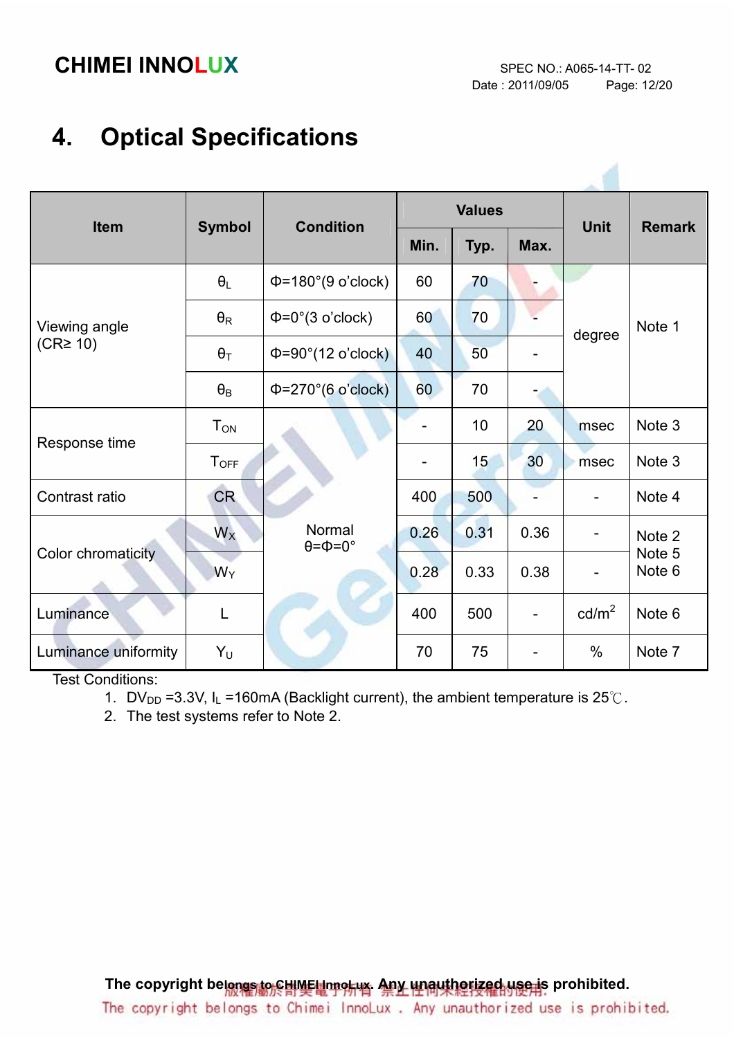// Thinking process:
# 4. Optical Specifications

| Item | Symbol | Condition | Values | | | Unit | Remark |
|---|---|---|---|---|---|---|---|
| | | | Min. | Typ. | Max. | | |
| Viewing angle (CR≥ 10) | $\theta_L$ | Φ=180°(9 o'clock) | 60 | 70 | - | degree | Note 1 |
| | $\theta_R$ | Φ=0°(3 o'clock) | 60 | 70 | - | | |
| | $\theta_T$ | Φ=90°(12 o'clock) | 40 | 50 | - | | |
| | $\theta_B$ | Φ=270°(6 o'clock) | 60 | 70 | - | | |
| Response time | $T_{ON}$ | Normal θ=Φ=0° | - | 10 | 20 | msec | Note 3 |
| | $T_{OFF}$ | | - | 15 | 30 | msec | Note 3 |
| Contrast ratio | CR | | 400 | 500 | - | - | Note 4 |
| Color chromaticity | $W_X$ | | 0.26 | 0.31 | 0.36 | - | Note 2 Note 5 Note 6 |
| | $W_Y$ | | 0.28 | 0.33 | 0.38 | - | |
| Luminance | L | | 400 | 500 | - | cd/m$^2$ | Note 6 |
| Luminance uniformity | $Y_U$ | | 70 | 75 | - | % | Note 7 |

Test Conditions:

1. $DV_{DD}$ =3.3V, $I_L$ =160mA (Backlight current), the ambient temperature is 25℃.
2. The test systems refer to Note 2.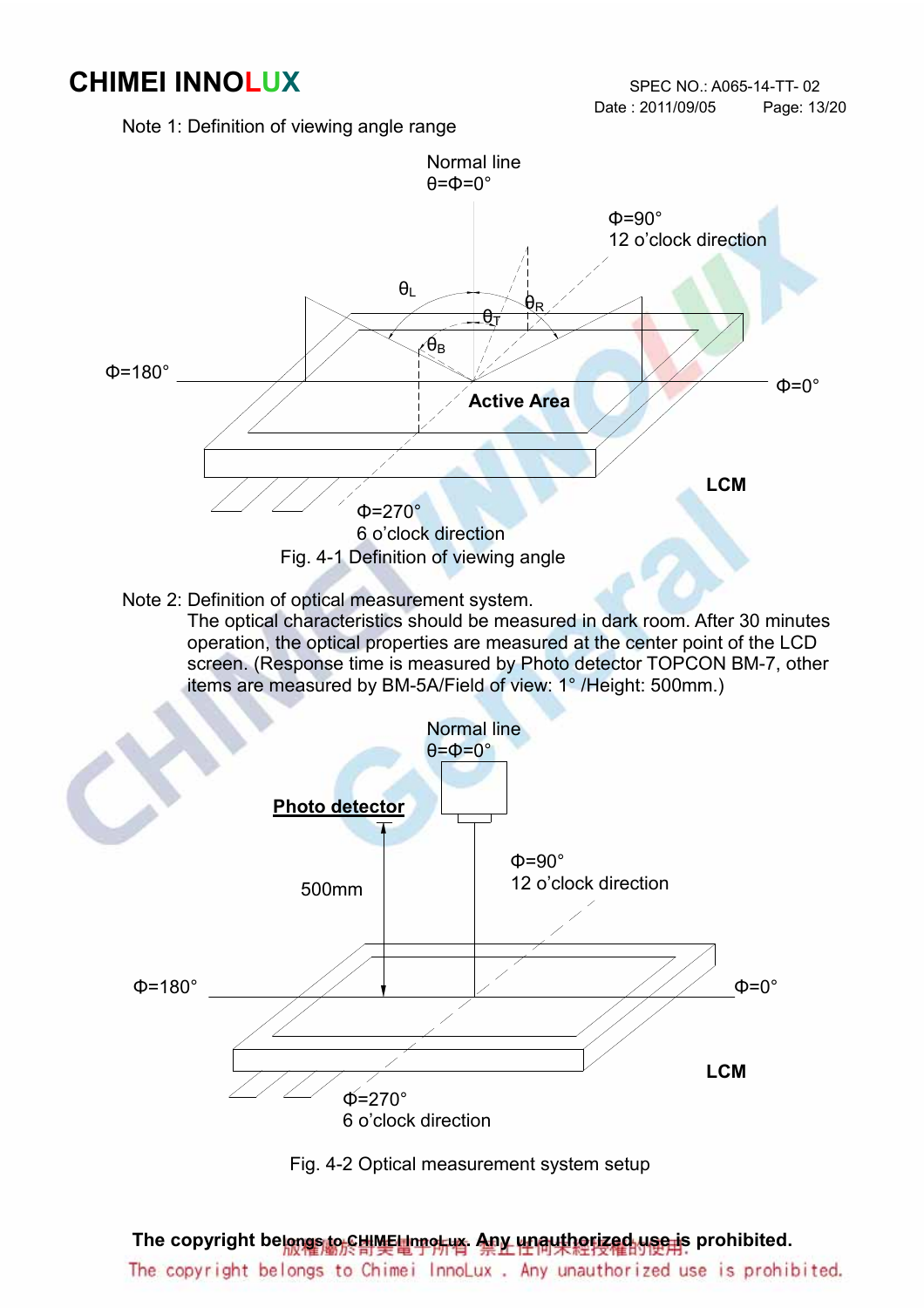Note 1: Definition of viewing angle range

Fig. 4-1 Definition of viewing angle

Note 2: Definition of optical measurement system.

The optical characteristics should be measured in dark room. After 30 minutes operation, the optical properties are measured at the center point of the LCD screen. (Response time is measured by Photo detector TOPCON BM-7, other items are measured by BM-5A/Field of view: 1° /Height: 500mm.)

Fig. 4-2 Optical measurement system setup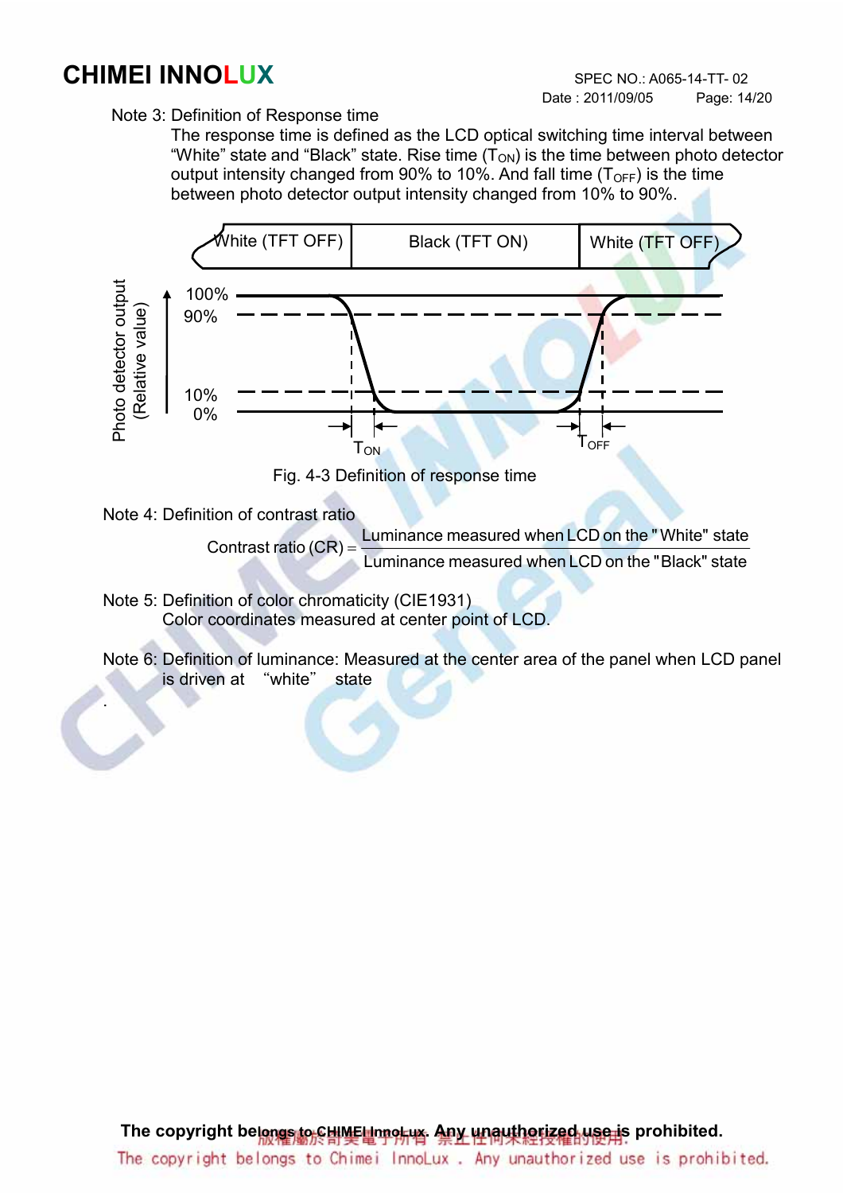Note 3: Definition of Response time

The response time is defined as the LCD optical switching time interval between "White" state and "Black" state. Rise time ($T_{ON}$) is the time between photo detector output intensity changed from 90% to 10%. And fall time ($T_{OFF}$) is the time between photo detector output intensity changed from 10% to 90%.

Fig. 4-3 Definition of response time

Note 4: Definition of contrast ratio

$$\text{Contrast ratio (CR)} = \frac{\text{Luminance measured when LCD on the "White" state}}{\text{Luminance measured when LCD on the "Black" state}}$$

Note 5: Definition of color chromaticity (CIE1931)

Color coordinates measured at center point of LCD.

Note 6: Definition of luminance: Measured at the center area of the panel when LCD panel is driven at "white" state

.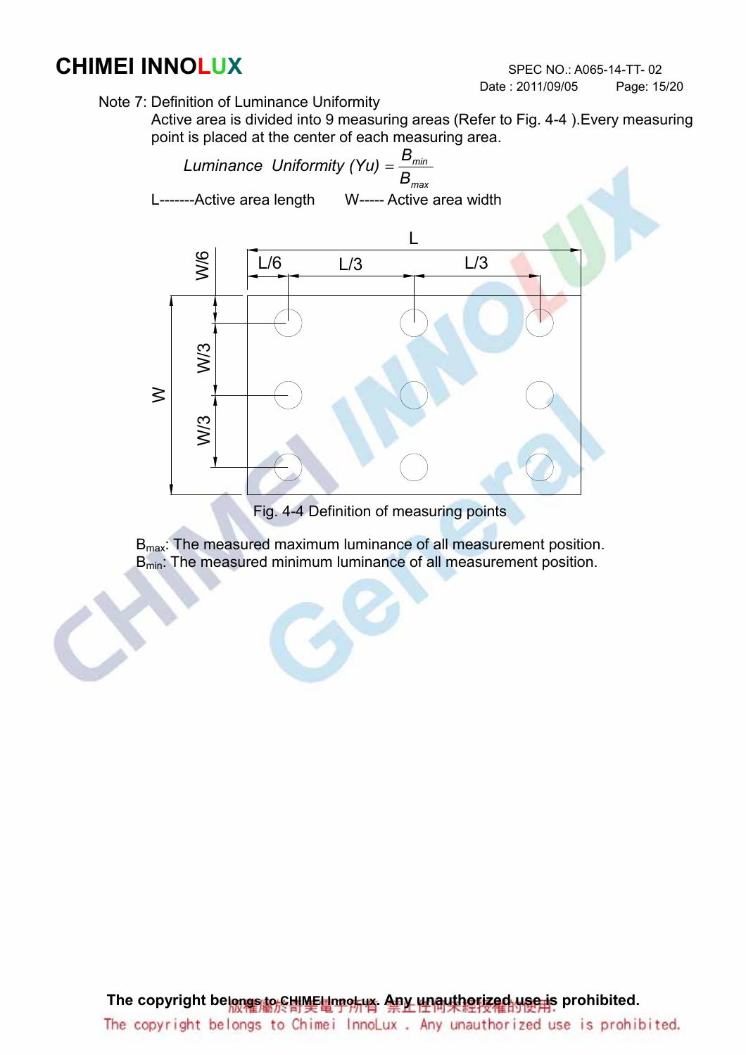Note 7: Definition of Luminance Uniformity

Active area is divided into 9 measuring areas (Refer to Fig. 4-4 ).Every measuring point is placed at the center of each measuring area.

$$Luminance\ \ Uniformity\ (Yu) = \frac{B_{min}}{B_{max}}$$

L-------Active area length W----- Active area width

Fig. 4-4 Definition of measuring points

$B_{max}$: The measured maximum luminance of all measurement position.
$B_{min}$: The measured minimum luminance of all measurement position.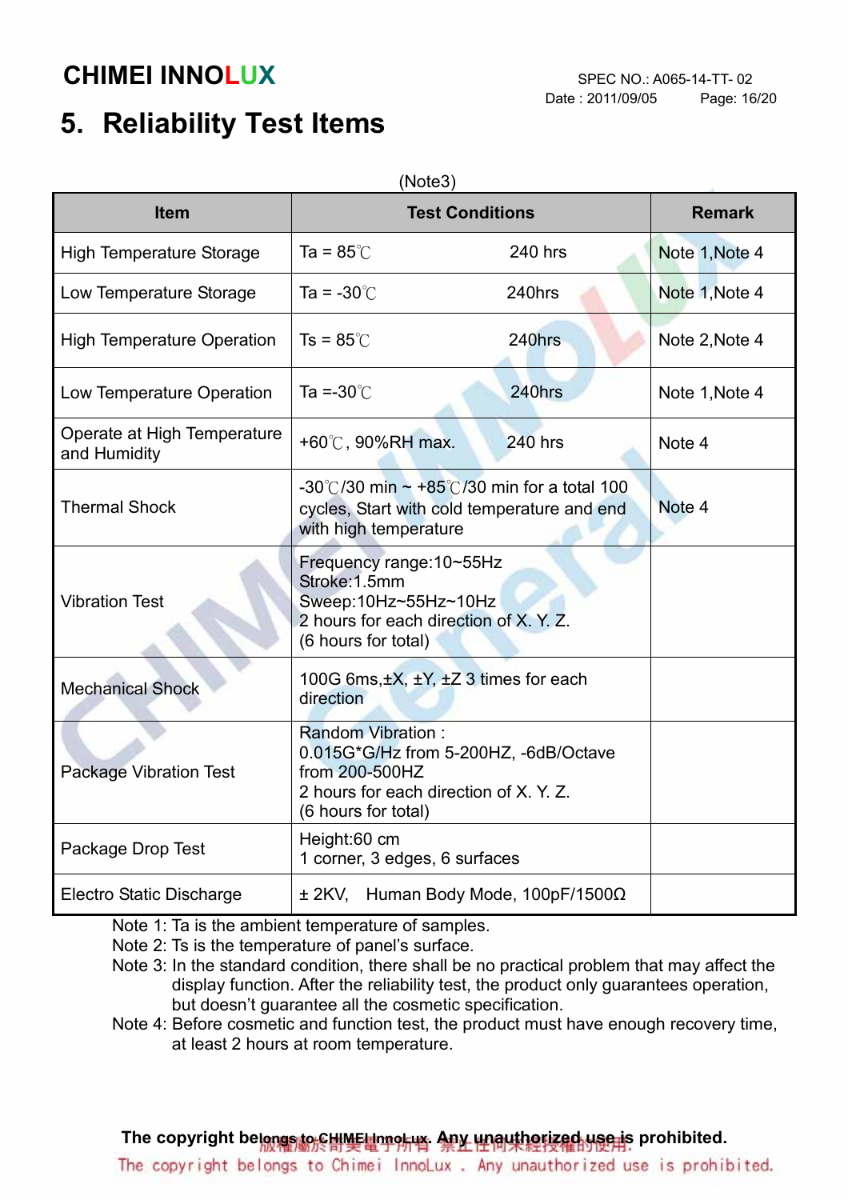# 5. Reliability Test Items

(Note3)

| Item | Test Conditions | Remark |
|---|---|---|
| High Temperature Storage | Ta = 85℃ 240 hrs | Note 1,Note 4 |
| Low Temperature Storage | Ta = -30℃ 240hrs | Note 1,Note 4 |
| High Temperature Operation | Ts = 85℃ 240hrs | Note 2,Note 4 |
| Low Temperature Operation | Ta =-30℃ 240hrs | Note 1,Note 4 |
| Operate at High Temperature and Humidity | +60℃, 90%RH max. 240 hrs | Note 4 |
| Thermal Shock | -30℃/30 min ~ +85℃/30 min for a total 100 cycles, Start with cold temperature and end with high temperature | Note 4 |
| Vibration Test | Frequency range:10~55Hz<br>Stroke:1.5mm<br>Sweep:10Hz~55Hz~10Hz<br>2 hours for each direction of X. Y. Z.<br>(6 hours for total) | |
| Mechanical Shock | 100G 6ms,±X, ±Y, ±Z 3 times for each direction | |
| Package Vibration Test | Random Vibration :<br>0.015G*G/Hz from 5-200HZ, -6dB/Octave from 200-500HZ<br>2 hours for each direction of X. Y. Z.<br>(6 hours for total) | |
| Package Drop Test | Height:60 cm<br>1 corner, 3 edges, 6 surfaces | |
| Electro Static Discharge | ± 2KV, Human Body Mode, 100pF/1500Ω | |

Note 1: Ta is the ambient temperature of samples.
Note 2: Ts is the temperature of panel's surface.
Note 3: In the standard condition, there shall be no practical problem that may affect the display function. After the reliability test, the product only guarantees operation, but doesn't guarantee all the cosmetic specification.
Note 4: Before cosmetic and function test, the product must have enough recovery time, at least 2 hours at room temperature.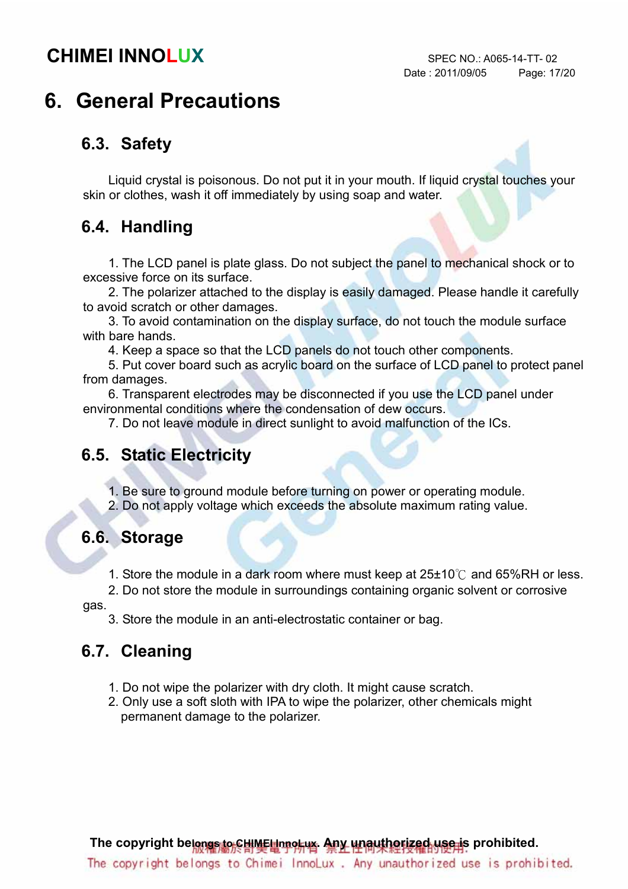# 6. General Precautions

## 6.3. Safety

Liquid crystal is poisonous. Do not put it in your mouth. If liquid crystal touches your skin or clothes, wash it off immediately by using soap and water.

## 6.4. Handling

1. The LCD panel is plate glass. Do not subject the panel to mechanical shock or to excessive force on its surface.
2. The polarizer attached to the display is easily damaged. Please handle it carefully to avoid scratch or other damages.
3. To avoid contamination on the display surface, do not touch the module surface with bare hands.
4. Keep a space so that the LCD panels do not touch other components.
5. Put cover board such as acrylic board on the surface of LCD panel to protect panel from damages.
6. Transparent electrodes may be disconnected if you use the LCD panel under environmental conditions where the condensation of dew occurs.
7. Do not leave module in direct sunlight to avoid malfunction of the ICs.

## 6.5. Static Electricity

1. Be sure to ground module before turning on power or operating module.
2. Do not apply voltage which exceeds the absolute maximum rating value.

## 6.6. Storage

1. Store the module in a dark room where must keep at 25±10℃ and 65%RH or less.
2. Do not store the module in surroundings containing organic solvent or corrosive gas.
3. Store the module in an anti-electrostatic container or bag.

## 6.7. Cleaning

1. Do not wipe the polarizer with dry cloth. It might cause scratch.
2. Only use a soft sloth with IPA to wipe the polarizer, other chemicals might permanent damage to the polarizer.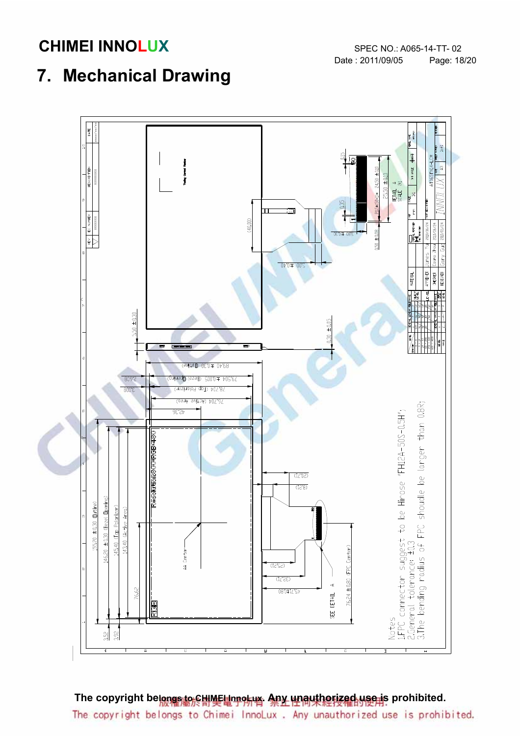# 7. Mechanical Drawing

Notes

1.FPC connector suggest to be Hirose "FH12A-50S-0.5H";

2.General tolerance: ±0.3

3.The bending radius of FPC shoulde be larger than 0.8R;

The copyright belongs to CHIMEI InnoLux. Any unauthorized use is prohibited.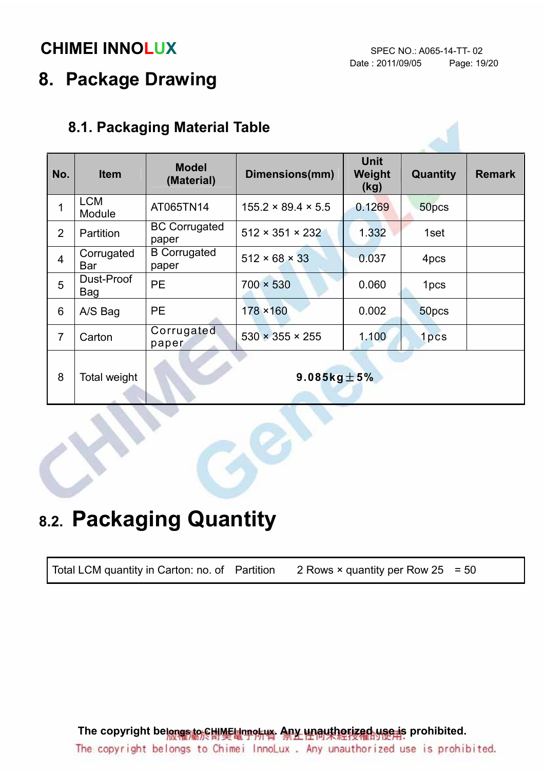# 8. Package Drawing

## 8.1. Packaging Material Table

| No. | Item | Model (Material) | Dimensions(mm) | Unit Weight (kg) | Quantity | Remark |
|---|---|---|---|---|---|---|
| 1 | LCM Module | AT065TN14 | 155.2 × 89.4 × 5.5 | 0.1269 | 50pcs | |
| 2 | Partition | BC Corrugated paper | 512 × 351 × 232 | 1.332 | 1set | |
| 4 | Corrugated Bar | B Corrugated paper | 512 × 68 × 33 | 0.037 | 4pcs | |
| 5 | Dust-Proof Bag | PE | 700 × 530 | 0.060 | 1pcs | |
| 6 | A/S Bag | PE | 178 ×160 | 0.002 | 50pcs | |
| 7 | Carton | Corrugated paper | 530 × 355 × 255 | 1.100 | 1pcs | |
| 8 | Total weight | 9.085kg±5% | | | | |

## 8.2. Packaging Quantity

| Total LCM quantity in Carton: no. of Partition 2 Rows × quantity per Row 25 = 50 |
|---|

The copyright belongs to CHIMEI InnoLux. Any unauthorized use is prohibited.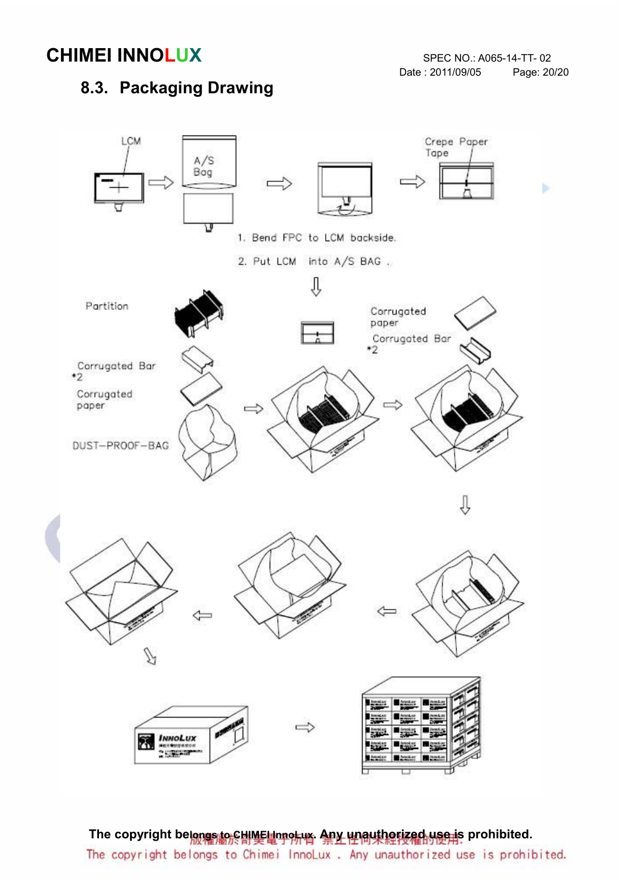## 8.3. Packaging Drawing

LCM

A/S Bag

Crepe Paper Tape

1. Bend FPC to LCM backside.

2. Put LCM into A/S BAG .

Partition

Corrugated paper

Corrugated Bar *2

Corrugated Bar *2

Corrugated paper

DUST-PROOF-BAG